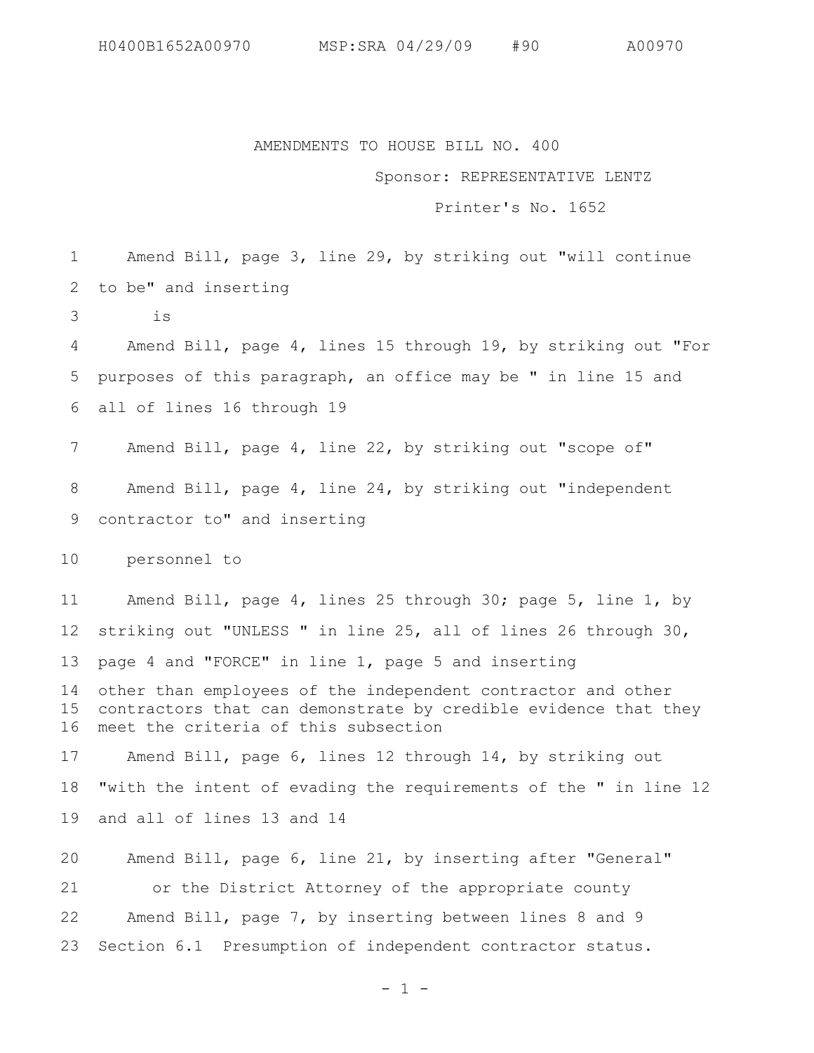H0400B1652A00970 MSP:SRA 04/29/09 #90 A00970

AMENDMENTS TO HOUSE BILL NO. 400

Sponsor: REPRESENTATIVE LENTZ

Printer's No. 1652

1 Amend Bill, page 3, line 29, by striking out "will continue
2 to be" and inserting
3 is
4 Amend Bill, page 4, lines 15 through 19, by striking out "For
5 purposes of this paragraph, an office may be " in line 15 and
6 all of lines 16 through 19
7 Amend Bill, page 4, line 22, by striking out "scope of"
8 Amend Bill, page 4, line 24, by striking out "independent
9 contractor to" and inserting
10 personnel to
11 Amend Bill, page 4, lines 25 through 30; page 5, line 1, by
12 striking out "UNLESS " in line 25, all of lines 26 through 30,
13 page 4 and "FORCE" in line 1, page 5 and inserting
14 other than employees of the independent contractor and other
15 contractors that can demonstrate by credible evidence that they
16 meet the criteria of this subsection
17 Amend Bill, page 6, lines 12 through 14, by striking out
18 "with the intent of evading the requirements of the " in line 12
19 and all of lines 13 and 14
20 Amend Bill, page 6, line 21, by inserting after "General"
21 or the District Attorney of the appropriate county
22 Amend Bill, page 7, by inserting between lines 8 and 9
23 Section 6.1 Presumption of independent contractor status.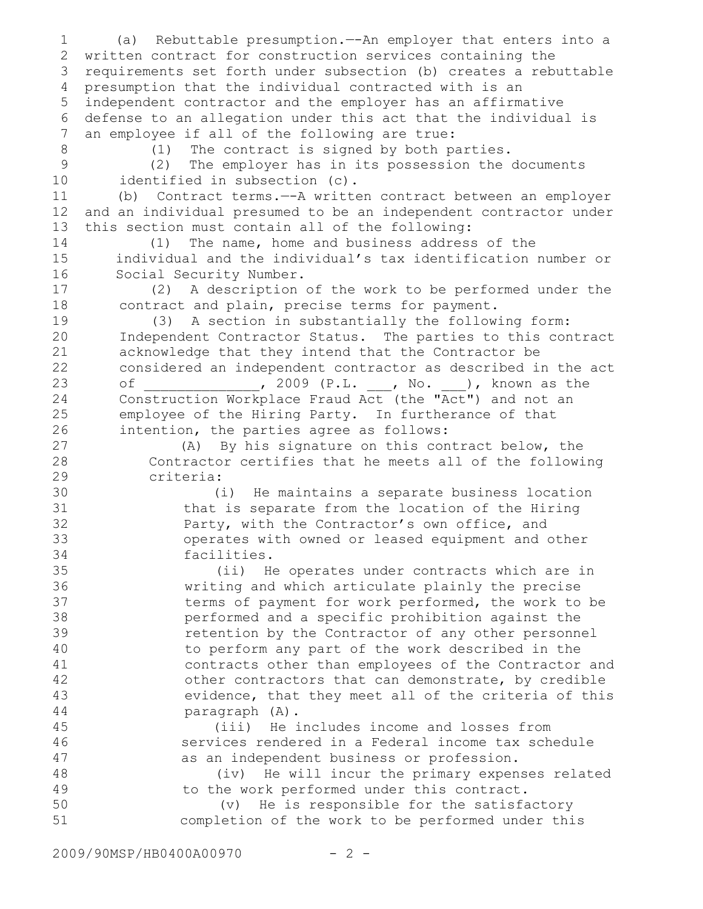(a) Rebuttable presumption.--An employer that enters into a written contract for construction services containing the requirements set forth under subsection (b) creates a rebuttable presumption that the individual contracted with is an independent contractor and the employer has an affirmative defense to an allegation under this act that the individual is an employee if all of the following are true:

(1) The contract is signed by both parties.

(2) The employer has in its possession the documents identified in subsection (c).

(b) Contract terms.--A written contract between an employer and an individual presumed to be an independent contractor under this section must contain all of the following:

(1) The name, home and business address of the individual and the individual's tax identification number or Social Security Number.

(2) A description of the work to be performed under the contract and plain, precise terms for payment.

(3) A section in substantially the following form: Independent Contractor Status. The parties to this contract acknowledge that they intend that the Contractor be considered an independent contractor as described in the act of _____________, 2009 (P.L. ___, No. ___), known as the Construction Workplace Fraud Act (the "Act") and not an employee of the Hiring Party. In furtherance of that intention, the parties agree as follows:

(A) By his signature on this contract below, the Contractor certifies that he meets all of the following criteria:

(i) He maintains a separate business location that is separate from the location of the Hiring Party, with the Contractor's own office, and operates with owned or leased equipment and other facilities.

(ii) He operates under contracts which are in writing and which articulate plainly the precise terms of payment for work performed, the work to be performed and a specific prohibition against the retention by the Contractor of any other personnel to perform any part of the work described in the contracts other than employees of the Contractor and other contractors that can demonstrate, by credible evidence, that they meet all of the criteria of this paragraph (A).

(iii) He includes income and losses from services rendered in a Federal income tax schedule as an independent business or profession.

(iv) He will incur the primary expenses related to the work performed under this contract.

(v) He is responsible for the satisfactory completion of the work to be performed under this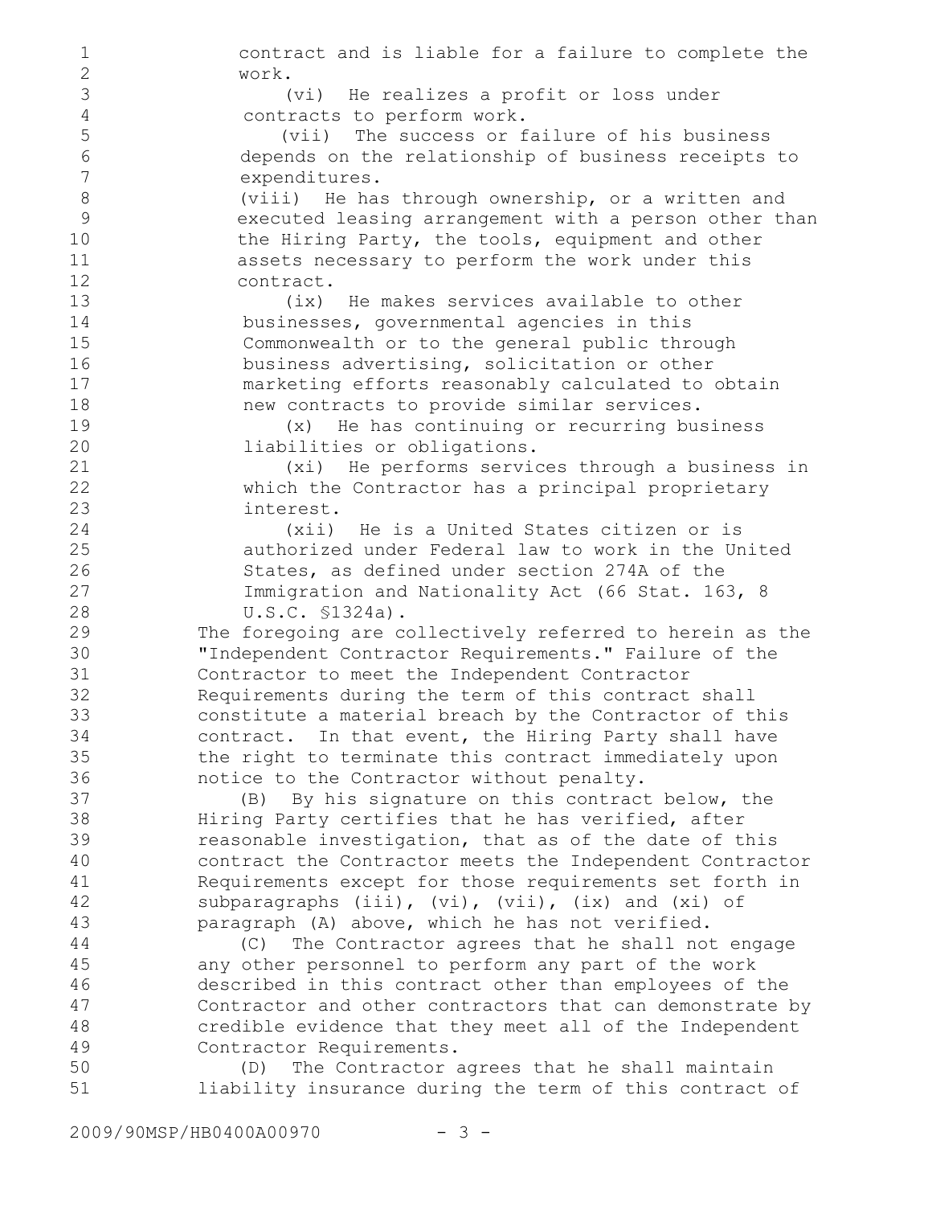contract and is liable for a failure to complete the work.

(vi) He realizes a profit or loss under contracts to perform work.

(vii) The success or failure of his business depends on the relationship of business receipts to expenditures.

(viii) He has through ownership, or a written and executed leasing arrangement with a person other than the Hiring Party, the tools, equipment and other assets necessary to perform the work under this contract.

(ix) He makes services available to other businesses, governmental agencies in this Commonwealth or to the general public through business advertising, solicitation or other marketing efforts reasonably calculated to obtain new contracts to provide similar services.

(x) He has continuing or recurring business liabilities or obligations.

(xi) He performs services through a business in which the Contractor has a principal proprietary interest.

(xii) He is a United States citizen or is authorized under Federal law to work in the United States, as defined under section 274A of the Immigration and Nationality Act (66 Stat. 163, 8 U.S.C. §1324a).

The foregoing are collectively referred to herein as the "Independent Contractor Requirements." Failure of the Contractor to meet the Independent Contractor Requirements during the term of this contract shall constitute a material breach by the Contractor of this contract. In that event, the Hiring Party shall have the right to terminate this contract immediately upon notice to the Contractor without penalty.

(B) By his signature on this contract below, the Hiring Party certifies that he has verified, after reasonable investigation, that as of the date of this contract the Contractor meets the Independent Contractor Requirements except for those requirements set forth in subparagraphs (iii), (vi), (vii), (ix) and (xi) of paragraph (A) above, which he has not verified.

(C) The Contractor agrees that he shall not engage any other personnel to perform any part of the work described in this contract other than employees of the Contractor and other contractors that can demonstrate by credible evidence that they meet all of the Independent Contractor Requirements.

(D) The Contractor agrees that he shall maintain liability insurance during the term of this contract of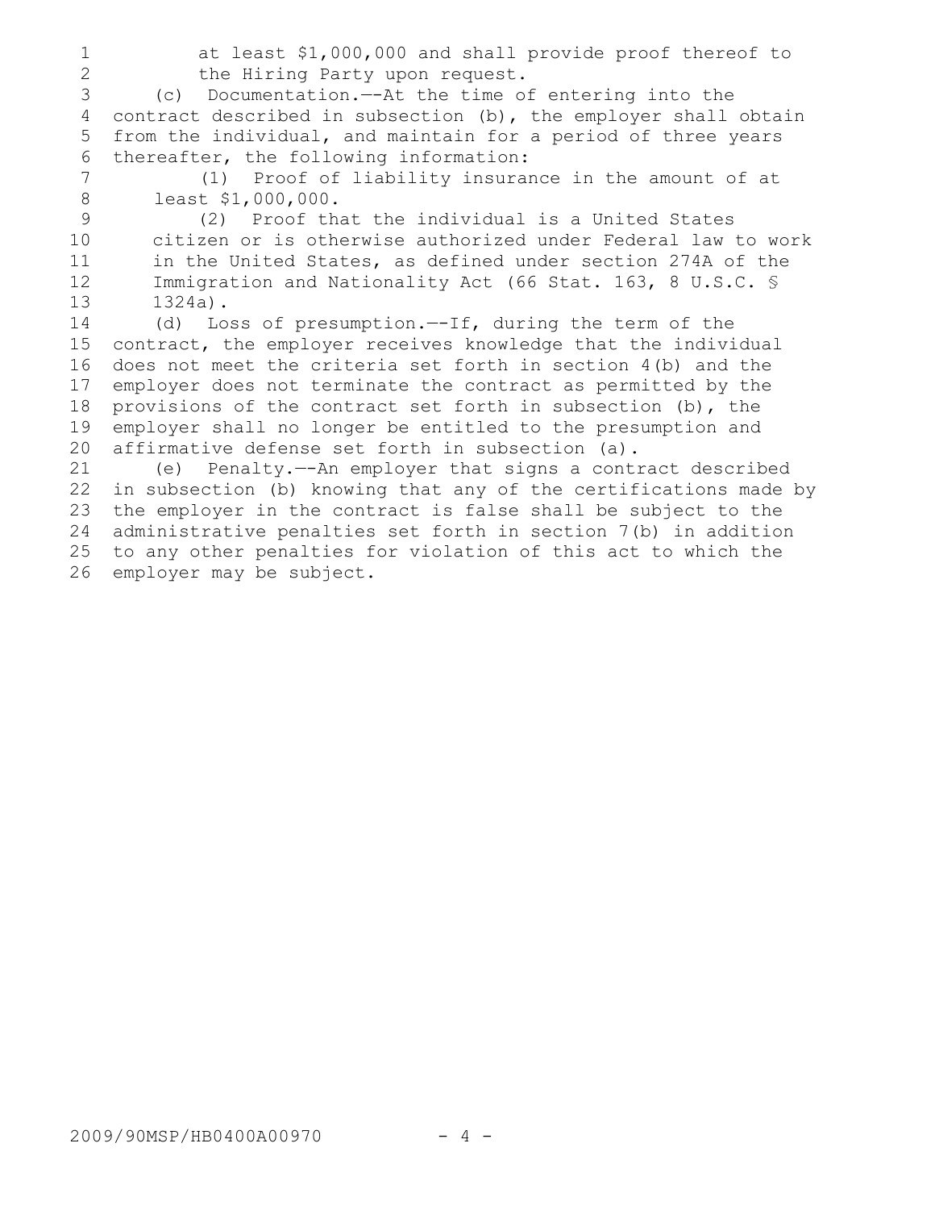at least $1,000,000 and shall provide proof thereof to the Hiring Party upon request.

(c) Documentation.--At the time of entering into the contract described in subsection (b), the employer shall obtain from the individual, and maintain for a period of three years thereafter, the following information:

(1) Proof of liability insurance in the amount of at least $1,000,000.

(2) Proof that the individual is a United States citizen or is otherwise authorized under Federal law to work in the United States, as defined under section 274A of the Immigration and Nationality Act (66 Stat. 163, 8 U.S.C. § 1324a).

(d) Loss of presumption.--If, during the term of the contract, the employer receives knowledge that the individual does not meet the criteria set forth in section 4(b) and the employer does not terminate the contract as permitted by the provisions of the contract set forth in subsection (b), the employer shall no longer be entitled to the presumption and affirmative defense set forth in subsection (a).

(e) Penalty.--An employer that signs a contract described in subsection (b) knowing that any of the certifications made by the employer in the contract is false shall be subject to the administrative penalties set forth in section 7(b) in addition to any other penalties for violation of this act to which the employer may be subject.

2009/90MSP/HB0400A00970